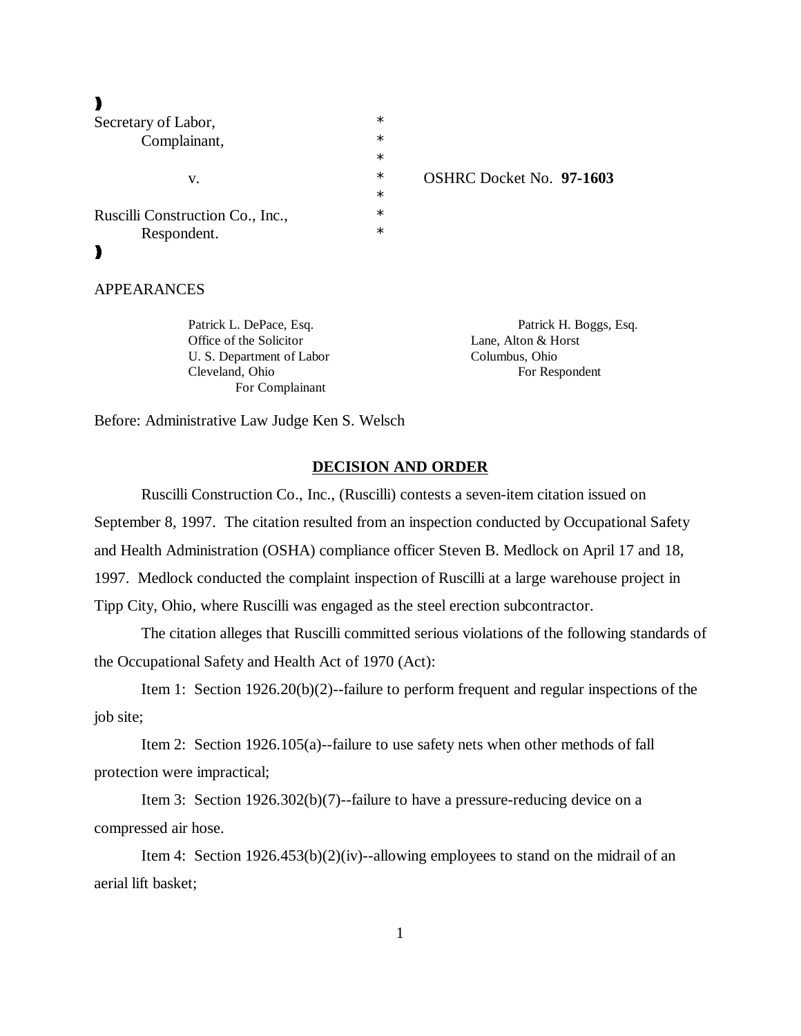| | | |
|---|---|---|
| Secretary of Labor, | * | |
| Complainant, | * | |
| | * | |
| v. | * | OSHRC Docket No. **97-1603** |
| | * | |
| Ruscilli Construction Co., Inc., | * | |
| Respondent. | * | |

APPEARANCES

Patrick L. DePace, Esq.
Office of the Solicitor
U. S. Department of Labor
Cleveland, Ohio
For Complainant

Patrick H. Boggs, Esq.
Lane, Alton & Horst
Columbus, Ohio
For Respondent

Before: Administrative Law Judge Ken S. Welsch

## DECISION AND ORDER

Ruscilli Construction Co., Inc., (Ruscilli) contests a seven-item citation issued on September 8, 1997. The citation resulted from an inspection conducted by Occupational Safety and Health Administration (OSHA) compliance officer Steven B. Medlock on April 17 and 18, 1997. Medlock conducted the complaint inspection of Ruscilli at a large warehouse project in Tipp City, Ohio, where Ruscilli was engaged as the steel erection subcontractor.

The citation alleges that Ruscilli committed serious violations of the following standards of the Occupational Safety and Health Act of 1970 (Act):

Item 1: Section 1926.20(b)(2)--failure to perform frequent and regular inspections of the job site;

Item 2: Section 1926.105(a)--failure to use safety nets when other methods of fall protection were impractical;

Item 3: Section 1926.302(b)(7)--failure to have a pressure-reducing device on a compressed air hose.

Item 4: Section 1926.453(b)(2)(iv)--allowing employees to stand on the midrail of an aerial lift basket;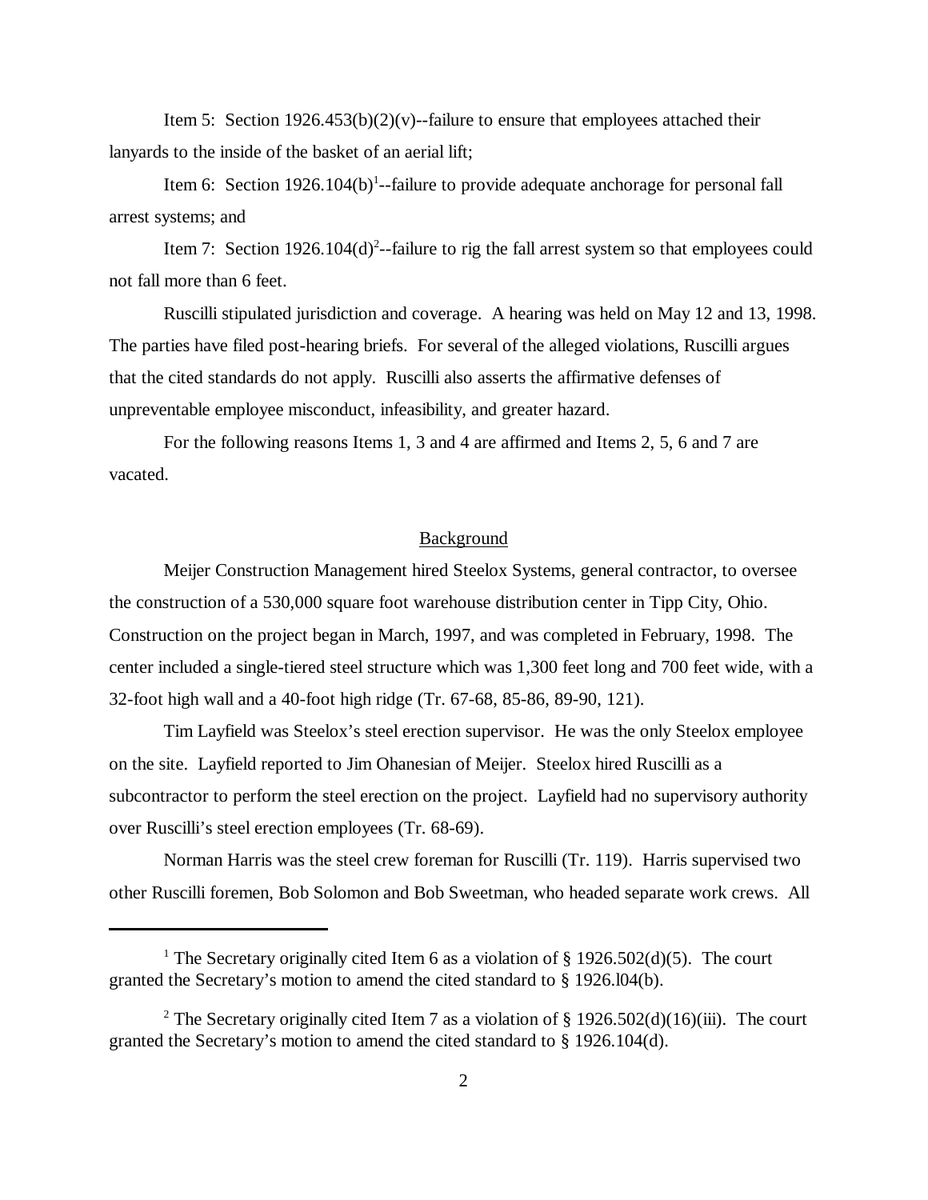Item 5: Section 1926.453(b)(2)(v)--failure to ensure that employees attached their lanyards to the inside of the basket of an aerial lift;

Item 6: Section 1926.104(b)[1]--failure to provide adequate anchorage for personal fall arrest systems; and

Item 7: Section 1926.104(d)[2]--failure to rig the fall arrest system so that employees could not fall more than 6 feet.

Ruscilli stipulated jurisdiction and coverage. A hearing was held on May 12 and 13, 1998. The parties have filed post-hearing briefs. For several of the alleged violations, Ruscilli argues that the cited standards do not apply. Ruscilli also asserts the affirmative defenses of unpreventable employee misconduct, infeasibility, and greater hazard.

For the following reasons Items 1, 3 and 4 are affirmed and Items 2, 5, 6 and 7 are vacated.

## Background

Meijer Construction Management hired Steelox Systems, general contractor, to oversee the construction of a 530,000 square foot warehouse distribution center in Tipp City, Ohio. Construction on the project began in March, 1997, and was completed in February, 1998. The center included a single-tiered steel structure which was 1,300 feet long and 700 feet wide, with a 32-foot high wall and a 40-foot high ridge (Tr. 67-68, 85-86, 89-90, 121).

Tim Layfield was Steelox's steel erection supervisor. He was the only Steelox employee on the site. Layfield reported to Jim Ohanesian of Meijer. Steelox hired Ruscilli as a subcontractor to perform the steel erection on the project. Layfield had no supervisory authority over Ruscilli's steel erection employees (Tr. 68-69).

Norman Harris was the steel crew foreman for Ruscilli (Tr. 119). Harris supervised two other Ruscilli foremen, Bob Solomon and Bob Sweetman, who headed separate work crews. All

---

[1] The Secretary originally cited Item 6 as a violation of § 1926.502(d)(5). The court granted the Secretary's motion to amend the cited standard to § 1926.l04(b).

[2] The Secretary originally cited Item 7 as a violation of § 1926.502(d)(16)(iii). The court granted the Secretary's motion to amend the cited standard to § 1926.104(d).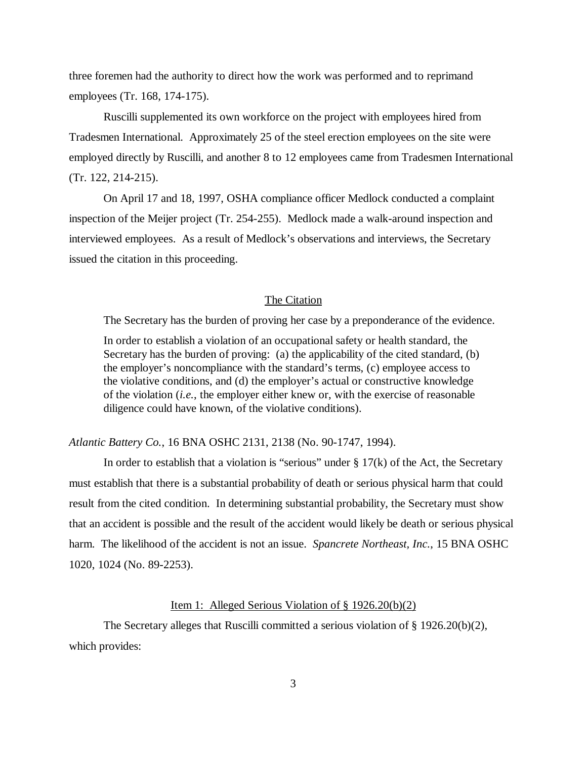three foremen had the authority to direct how the work was performed and to reprimand employees (Tr. 168, 174-175).

Ruscilli supplemented its own workforce on the project with employees hired from Tradesmen International. Approximately 25 of the steel erection employees on the site were employed directly by Ruscilli, and another 8 to 12 employees came from Tradesmen International (Tr. 122, 214-215).

On April 17 and 18, 1997, OSHA compliance officer Medlock conducted a complaint inspection of the Meijer project (Tr. 254-255). Medlock made a walk-around inspection and interviewed employees. As a result of Medlock's observations and interviews, the Secretary issued the citation in this proceeding.

## The Citation

> The Secretary has the burden of proving her case by a preponderance of the evidence.
>
> In order to establish a violation of an occupational safety or health standard, the Secretary has the burden of proving: (a) the applicability of the cited standard, (b) the employer's noncompliance with the standard's terms, (c) employee access to the violative conditions, and (d) the employer's actual or constructive knowledge of the violation (*i.e.*, the employer either knew or, with the exercise of reasonable diligence could have known, of the violative conditions).

*Atlantic Battery Co.*, 16 BNA OSHC 2131, 2138 (No. 90-1747, 1994).

In order to establish that a violation is "serious" under § 17(k) of the Act, the Secretary must establish that there is a substantial probability of death or serious physical harm that could result from the cited condition. In determining substantial probability, the Secretary must show that an accident is possible and the result of the accident would likely be death or serious physical harm. The likelihood of the accident is not an issue. *Spancrete Northeast, Inc.*, 15 BNA OSHC 1020, 1024 (No. 89-2253).

### Item 1: Alleged Serious Violation of § 1926.20(b)(2)

The Secretary alleges that Ruscilli committed a serious violation of § 1926.20(b)(2), which provides: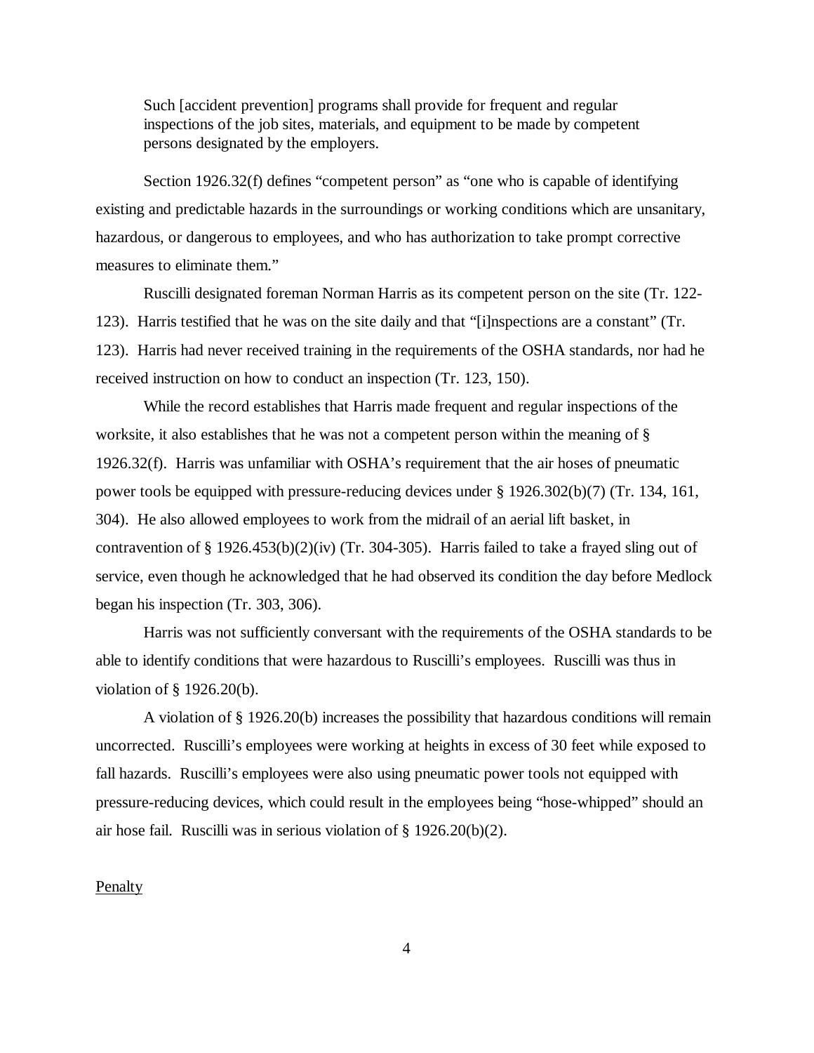> Such [accident prevention] programs shall provide for frequent and regular inspections of the job sites, materials, and equipment to be made by competent persons designated by the employers.

Section 1926.32(f) defines "competent person" as "one who is capable of identifying existing and predictable hazards in the surroundings or working conditions which are unsanitary, hazardous, or dangerous to employees, and who has authorization to take prompt corrective measures to eliminate them."

Ruscilli designated foreman Norman Harris as its competent person on the site (Tr. 122-123). Harris testified that he was on the site daily and that "[i]nspections are a constant" (Tr. 123). Harris had never received training in the requirements of the OSHA standards, nor had he received instruction on how to conduct an inspection (Tr. 123, 150).

While the record establishes that Harris made frequent and regular inspections of the worksite, it also establishes that he was not a competent person within the meaning of § 1926.32(f). Harris was unfamiliar with OSHA's requirement that the air hoses of pneumatic power tools be equipped with pressure-reducing devices under § 1926.302(b)(7) (Tr. 134, 161, 304). He also allowed employees to work from the midrail of an aerial lift basket, in contravention of § 1926.453(b)(2)(iv) (Tr. 304-305). Harris failed to take a frayed sling out of service, even though he acknowledged that he had observed its condition the day before Medlock began his inspection (Tr. 303, 306).

Harris was not sufficiently conversant with the requirements of the OSHA standards to be able to identify conditions that were hazardous to Ruscilli's employees. Ruscilli was thus in violation of § 1926.20(b).

A violation of § 1926.20(b) increases the possibility that hazardous conditions will remain uncorrected. Ruscilli's employees were working at heights in excess of 30 feet while exposed to fall hazards. Ruscilli's employees were also using pneumatic power tools not equipped with pressure-reducing devices, which could result in the employees being "hose-whipped" should an air hose fail. Ruscilli was in serious violation of § 1926.20(b)(2).

Penalty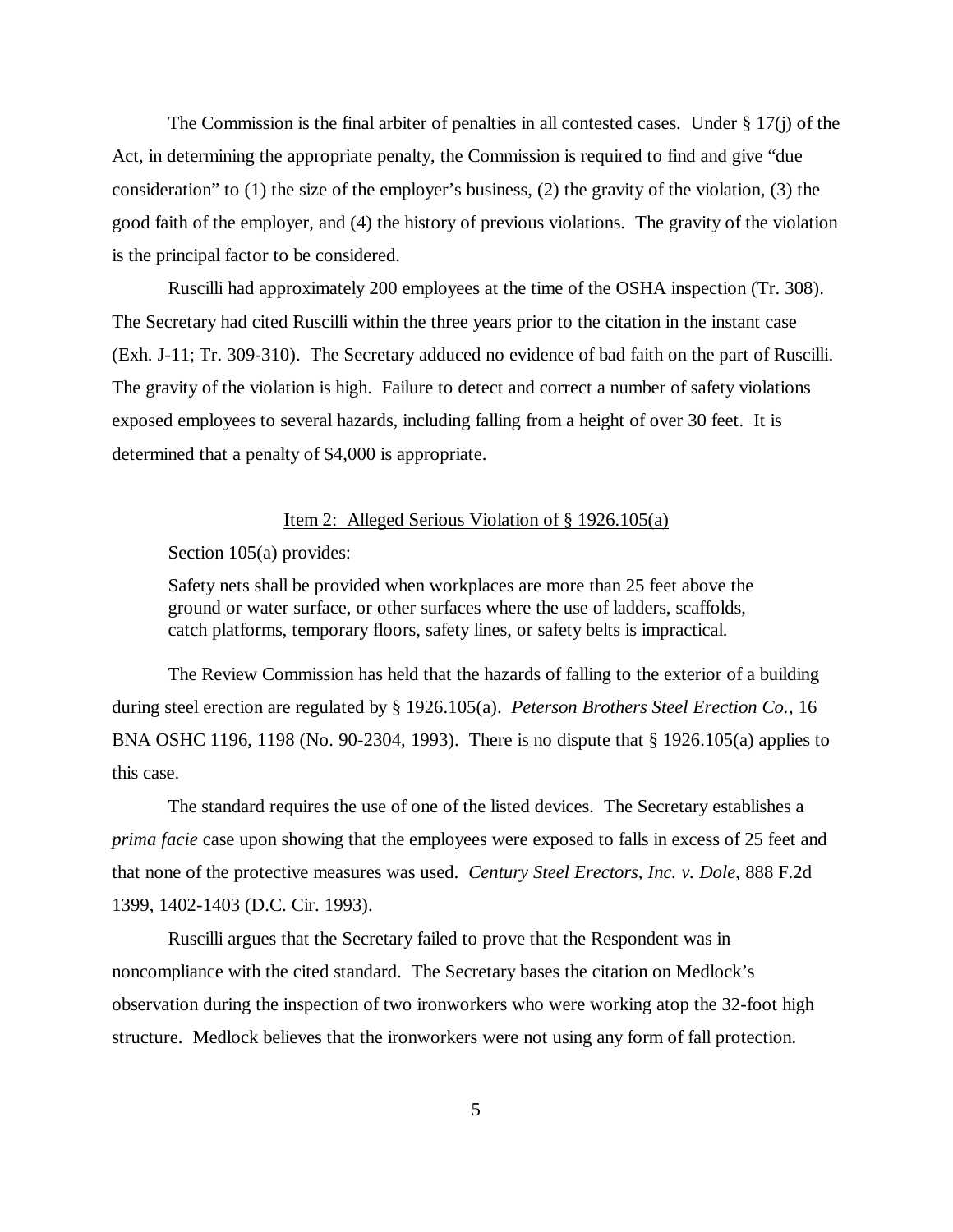The Commission is the final arbiter of penalties in all contested cases. Under § 17(j) of the Act, in determining the appropriate penalty, the Commission is required to find and give "due consideration" to (1) the size of the employer's business, (2) the gravity of the violation, (3) the good faith of the employer, and (4) the history of previous violations. The gravity of the violation is the principal factor to be considered.

Ruscilli had approximately 200 employees at the time of the OSHA inspection (Tr. 308). The Secretary had cited Ruscilli within the three years prior to the citation in the instant case (Exh. J-11; Tr. 309-310). The Secretary adduced no evidence of bad faith on the part of Ruscilli. The gravity of the violation is high. Failure to detect and correct a number of safety violations exposed employees to several hazards, including falling from a height of over 30 feet. It is determined that a penalty of $4,000 is appropriate.

## Item 2: Alleged Serious Violation of § 1926.105(a)

Section 105(a) provides:

> Safety nets shall be provided when workplaces are more than 25 feet above the ground or water surface, or other surfaces where the use of ladders, scaffolds, catch platforms, temporary floors, safety lines, or safety belts is impractical.

The Review Commission has held that the hazards of falling to the exterior of a building during steel erection are regulated by § 1926.105(a). *Peterson Brothers Steel Erection Co.*, 16 BNA OSHC 1196, 1198 (No. 90-2304, 1993). There is no dispute that § 1926.105(a) applies to this case.

The standard requires the use of one of the listed devices. The Secretary establishes a *prima facie* case upon showing that the employees were exposed to falls in excess of 25 feet and that none of the protective measures was used. *Century Steel Erectors, Inc. v. Dole*, 888 F.2d 1399, 1402-1403 (D.C. Cir. 1993).

Ruscilli argues that the Secretary failed to prove that the Respondent was in noncompliance with the cited standard. The Secretary bases the citation on Medlock's observation during the inspection of two ironworkers who were working atop the 32-foot high structure. Medlock believes that the ironworkers were not using any form of fall protection.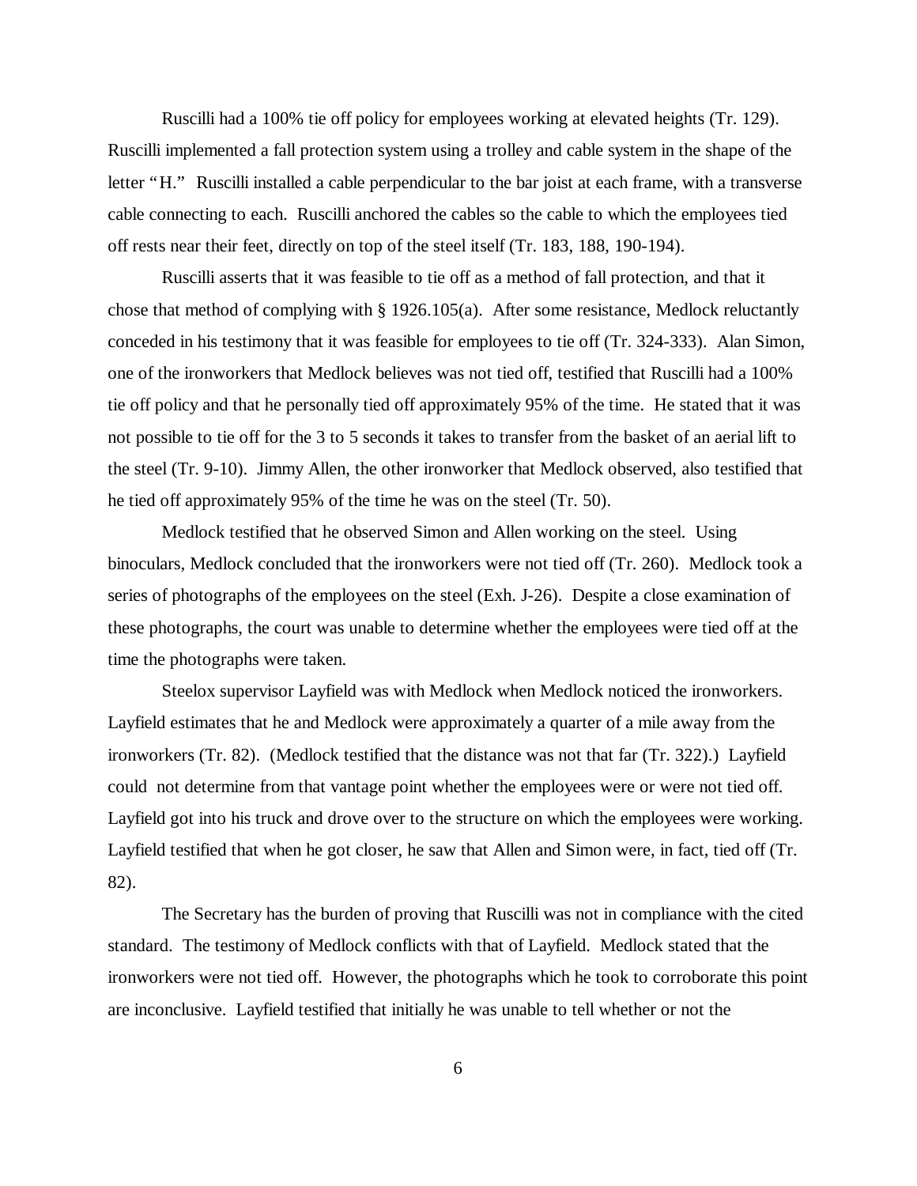Ruscilli had a 100% tie off policy for employees working at elevated heights (Tr. 129). Ruscilli implemented a fall protection system using a trolley and cable system in the shape of the letter "H." Ruscilli installed a cable perpendicular to the bar joist at each frame, with a transverse cable connecting to each. Ruscilli anchored the cables so the cable to which the employees tied off rests near their feet, directly on top of the steel itself (Tr. 183, 188, 190-194).

Ruscilli asserts that it was feasible to tie off as a method of fall protection, and that it chose that method of complying with § 1926.105(a). After some resistance, Medlock reluctantly conceded in his testimony that it was feasible for employees to tie off (Tr. 324-333). Alan Simon, one of the ironworkers that Medlock believes was not tied off, testified that Ruscilli had a 100% tie off policy and that he personally tied off approximately 95% of the time. He stated that it was not possible to tie off for the 3 to 5 seconds it takes to transfer from the basket of an aerial lift to the steel (Tr. 9-10). Jimmy Allen, the other ironworker that Medlock observed, also testified that he tied off approximately 95% of the time he was on the steel (Tr. 50).

Medlock testified that he observed Simon and Allen working on the steel. Using binoculars, Medlock concluded that the ironworkers were not tied off (Tr. 260). Medlock took a series of photographs of the employees on the steel (Exh. J-26). Despite a close examination of these photographs, the court was unable to determine whether the employees were tied off at the time the photographs were taken.

Steelox supervisor Layfield was with Medlock when Medlock noticed the ironworkers. Layfield estimates that he and Medlock were approximately a quarter of a mile away from the ironworkers (Tr. 82). (Medlock testified that the distance was not that far (Tr. 322).) Layfield could not determine from that vantage point whether the employees were or were not tied off. Layfield got into his truck and drove over to the structure on which the employees were working. Layfield testified that when he got closer, he saw that Allen and Simon were, in fact, tied off (Tr. 82).

The Secretary has the burden of proving that Ruscilli was not in compliance with the cited standard. The testimony of Medlock conflicts with that of Layfield. Medlock stated that the ironworkers were not tied off. However, the photographs which he took to corroborate this point are inconclusive. Layfield testified that initially he was unable to tell whether or not the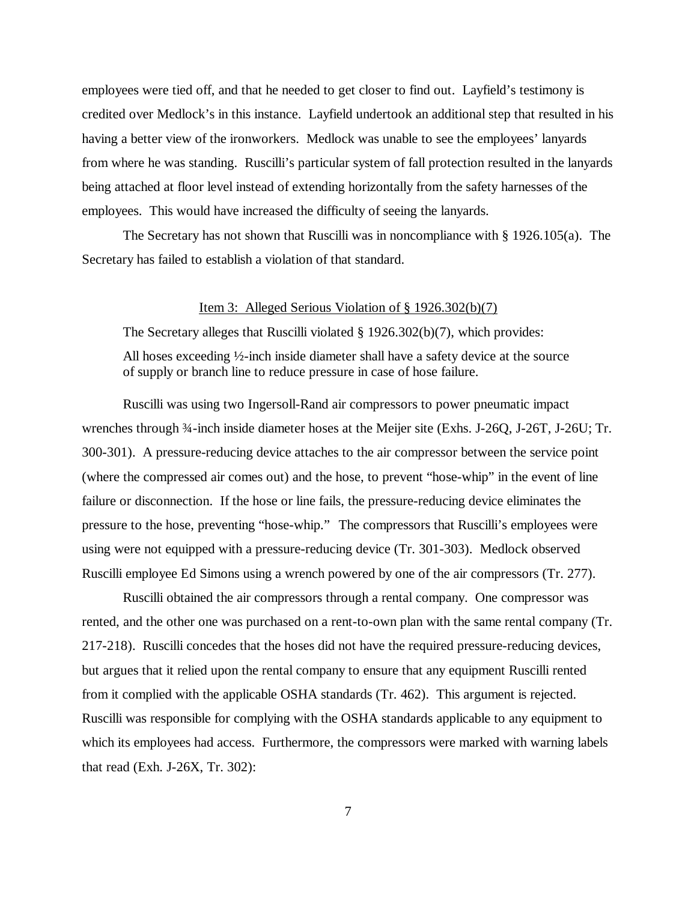employees were tied off, and that he needed to get closer to find out. Layfield's testimony is credited over Medlock's in this instance. Layfield undertook an additional step that resulted in his having a better view of the ironworkers. Medlock was unable to see the employees' lanyards from where he was standing. Ruscilli's particular system of fall protection resulted in the lanyards being attached at floor level instead of extending horizontally from the safety harnesses of the employees. This would have increased the difficulty of seeing the lanyards.

The Secretary has not shown that Ruscilli was in noncompliance with § 1926.105(a). The Secretary has failed to establish a violation of that standard.

<u>Item 3: Alleged Serious Violation of § 1926.302(b)(7)</u>

The Secretary alleges that Ruscilli violated § 1926.302(b)(7), which provides:

> All hoses exceeding ½-inch inside diameter shall have a safety device at the source of supply or branch line to reduce pressure in case of hose failure.

Ruscilli was using two Ingersoll-Rand air compressors to power pneumatic impact wrenches through ¾-inch inside diameter hoses at the Meijer site (Exhs. J-26Q, J-26T, J-26U; Tr. 300-301). A pressure-reducing device attaches to the air compressor between the service point (where the compressed air comes out) and the hose, to prevent "hose-whip" in the event of line failure or disconnection. If the hose or line fails, the pressure-reducing device eliminates the pressure to the hose, preventing "hose-whip." The compressors that Ruscilli's employees were using were not equipped with a pressure-reducing device (Tr. 301-303). Medlock observed Ruscilli employee Ed Simons using a wrench powered by one of the air compressors (Tr. 277).

Ruscilli obtained the air compressors through a rental company. One compressor was rented, and the other one was purchased on a rent-to-own plan with the same rental company (Tr. 217-218). Ruscilli concedes that the hoses did not have the required pressure-reducing devices, but argues that it relied upon the rental company to ensure that any equipment Ruscilli rented from it complied with the applicable OSHA standards (Tr. 462). This argument is rejected. Ruscilli was responsible for complying with the OSHA standards applicable to any equipment to which its employees had access. Furthermore, the compressors were marked with warning labels that read (Exh. J-26X, Tr. 302):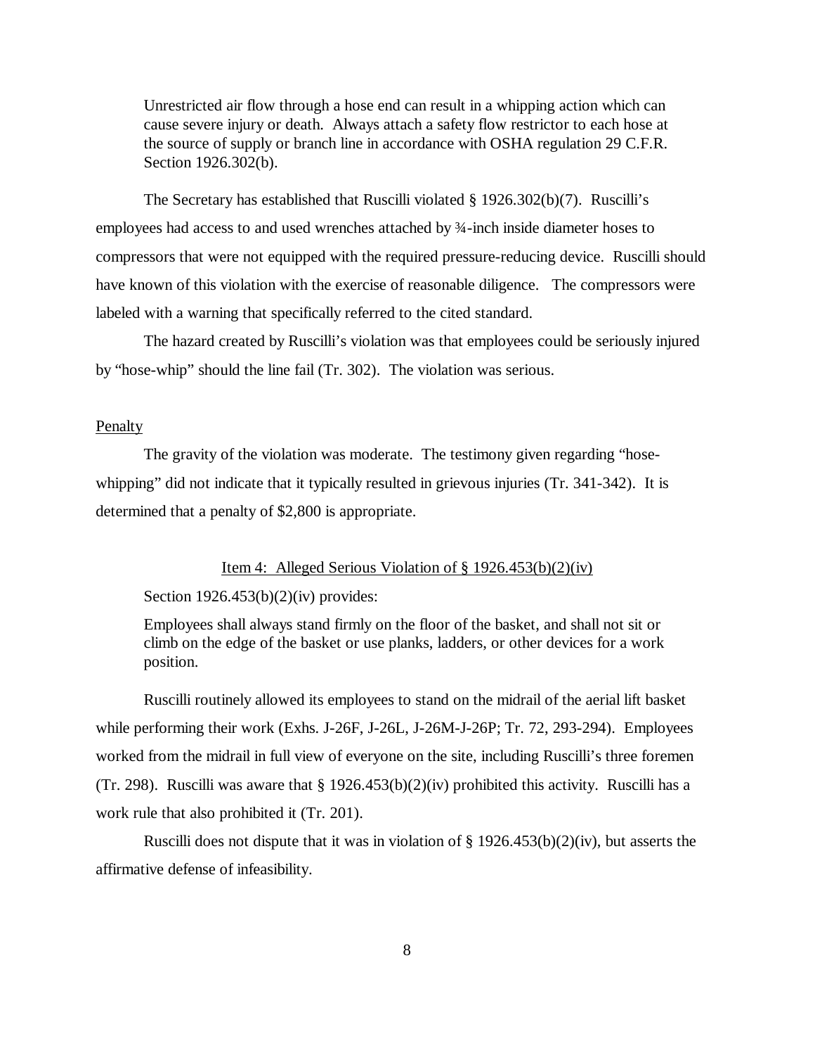> Unrestricted air flow through a hose end can result in a whipping action which can cause severe injury or death. Always attach a safety flow restrictor to each hose at the source of supply or branch line in accordance with OSHA regulation 29 C.F.R. Section 1926.302(b).

The Secretary has established that Ruscilli violated § 1926.302(b)(7). Ruscilli's employees had access to and used wrenches attached by ¾-inch inside diameter hoses to compressors that were not equipped with the required pressure-reducing device. Ruscilli should have known of this violation with the exercise of reasonable diligence. The compressors were labeled with a warning that specifically referred to the cited standard.

The hazard created by Ruscilli's violation was that employees could be seriously injured by "hose-whip" should the line fail (Tr. 302). The violation was serious.

Penalty

The gravity of the violation was moderate. The testimony given regarding "hose-whipping" did not indicate that it typically resulted in grievous injuries (Tr. 341-342). It is determined that a penalty of $2,800 is appropriate.

Item 4: Alleged Serious Violation of § 1926.453(b)(2)(iv)

Section 1926.453(b)(2)(iv) provides:

> Employees shall always stand firmly on the floor of the basket, and shall not sit or climb on the edge of the basket or use planks, ladders, or other devices for a work position.

Ruscilli routinely allowed its employees to stand on the midrail of the aerial lift basket while performing their work (Exhs. J-26F, J-26L, J-26M-J-26P; Tr. 72, 293-294). Employees worked from the midrail in full view of everyone on the site, including Ruscilli's three foremen (Tr. 298). Ruscilli was aware that § 1926.453(b)(2)(iv) prohibited this activity. Ruscilli has a work rule that also prohibited it (Tr. 201).

Ruscilli does not dispute that it was in violation of § 1926.453(b)(2)(iv), but asserts the affirmative defense of infeasibility.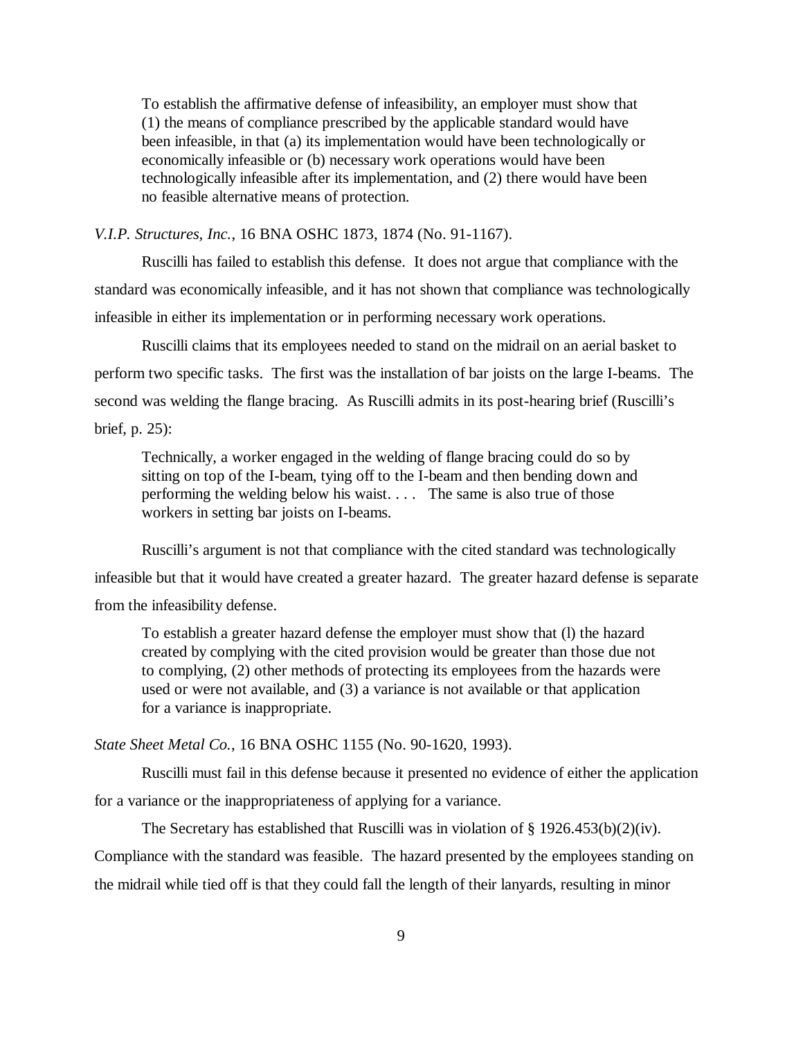> To establish the affirmative defense of infeasibility, an employer must show that (1) the means of compliance prescribed by the applicable standard would have been infeasible, in that (a) its implementation would have been technologically or economically infeasible or (b) necessary work operations would have been technologically infeasible after its implementation, and (2) there would have been no feasible alternative means of protection.

*V.I.P. Structures, Inc.*, 16 BNA OSHC 1873, 1874 (No. 91-1167).

Ruscilli has failed to establish this defense. It does not argue that compliance with the standard was economically infeasible, and it has not shown that compliance was technologically infeasible in either its implementation or in performing necessary work operations.

Ruscilli claims that its employees needed to stand on the midrail on an aerial basket to perform two specific tasks. The first was the installation of bar joists on the large I-beams. The second was welding the flange bracing. As Ruscilli admits in its post-hearing brief (Ruscilli's brief, p. 25):

> Technically, a worker engaged in the welding of flange bracing could do so by sitting on top of the I-beam, tying off to the I-beam and then bending down and performing the welding below his waist. . . . The same is also true of those workers in setting bar joists on I-beams.

Ruscilli's argument is not that compliance with the cited standard was technologically infeasible but that it would have created a greater hazard. The greater hazard defense is separate from the infeasibility defense.

> To establish a greater hazard defense the employer must show that (l) the hazard created by complying with the cited provision would be greater than those due not to complying, (2) other methods of protecting its employees from the hazards were used or were not available, and (3) a variance is not available or that application for a variance is inappropriate.

*State Sheet Metal Co.*, 16 BNA OSHC 1155 (No. 90-1620, 1993).

Ruscilli must fail in this defense because it presented no evidence of either the application for a variance or the inappropriateness of applying for a variance.

The Secretary has established that Ruscilli was in violation of § 1926.453(b)(2)(iv). Compliance with the standard was feasible. The hazard presented by the employees standing on the midrail while tied off is that they could fall the length of their lanyards, resulting in minor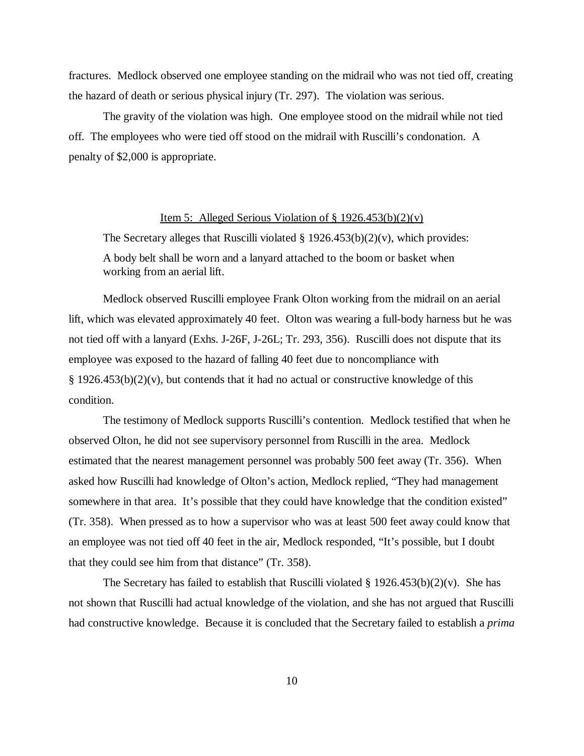fractures. Medlock observed one employee standing on the midrail who was not tied off, creating the hazard of death or serious physical injury (Tr. 297). The violation was serious.

The gravity of the violation was high. One employee stood on the midrail while not tied off. The employees who were tied off stood on the midrail with Ruscilli's condonation. A penalty of $2,000 is appropriate.

<u>Item 5: Alleged Serious Violation of § 1926.453(b)(2)(v)</u>

The Secretary alleges that Ruscilli violated § 1926.453(b)(2)(v), which provides:

> A body belt shall be worn and a lanyard attached to the boom or basket when working from an aerial lift.

Medlock observed Ruscilli employee Frank Olton working from the midrail on an aerial lift, which was elevated approximately 40 feet. Olton was wearing a full-body harness but he was not tied off with a lanyard (Exhs. J-26F, J-26L; Tr. 293, 356). Ruscilli does not dispute that its employee was exposed to the hazard of falling 40 feet due to noncompliance with § 1926.453(b)(2)(v), but contends that it had no actual or constructive knowledge of this condition.

The testimony of Medlock supports Ruscilli's contention. Medlock testified that when he observed Olton, he did not see supervisory personnel from Ruscilli in the area. Medlock estimated that the nearest management personnel was probably 500 feet away (Tr. 356). When asked how Ruscilli had knowledge of Olton's action, Medlock replied, "They had management somewhere in that area. It's possible that they could have knowledge that the condition existed" (Tr. 358). When pressed as to how a supervisor who was at least 500 feet away could know that an employee was not tied off 40 feet in the air, Medlock responded, "It's possible, but I doubt that they could see him from that distance" (Tr. 358).

The Secretary has failed to establish that Ruscilli violated § 1926.453(b)(2)(v). She has not shown that Ruscilli had actual knowledge of the violation, and she has not argued that Ruscilli had constructive knowledge. Because it is concluded that the Secretary failed to establish a *prima*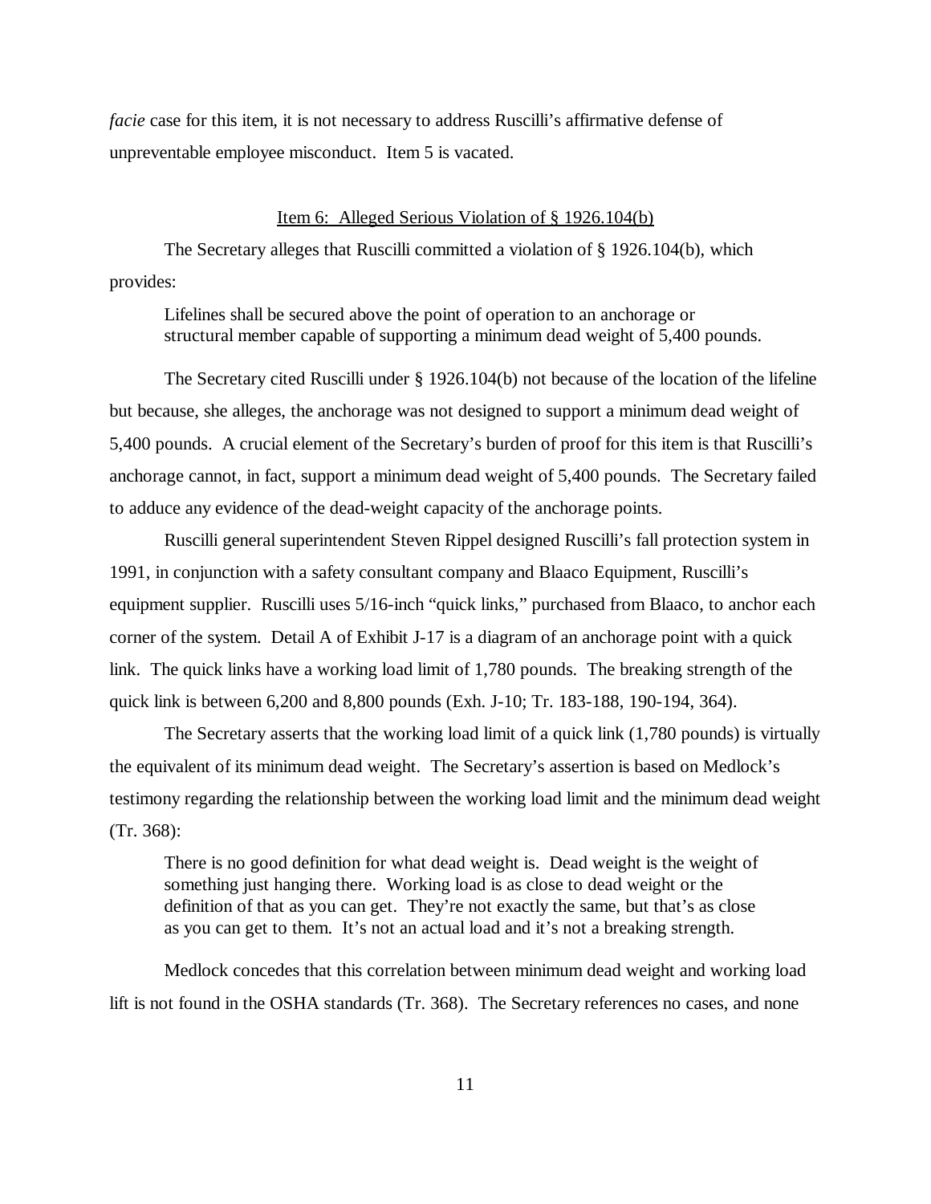*facie* case for this item, it is not necessary to address Ruscilli's affirmative defense of unpreventable employee misconduct. Item 5 is vacated.

Item 6: Alleged Serious Violation of § 1926.104(b)

The Secretary alleges that Ruscilli committed a violation of § 1926.104(b), which provides:

> Lifelines shall be secured above the point of operation to an anchorage or structural member capable of supporting a minimum dead weight of 5,400 pounds.

The Secretary cited Ruscilli under § 1926.104(b) not because of the location of the lifeline but because, she alleges, the anchorage was not designed to support a minimum dead weight of 5,400 pounds. A crucial element of the Secretary's burden of proof for this item is that Ruscilli's anchorage cannot, in fact, support a minimum dead weight of 5,400 pounds. The Secretary failed to adduce any evidence of the dead-weight capacity of the anchorage points.

Ruscilli general superintendent Steven Rippel designed Ruscilli's fall protection system in 1991, in conjunction with a safety consultant company and Blaaco Equipment, Ruscilli's equipment supplier. Ruscilli uses 5/16-inch "quick links," purchased from Blaaco, to anchor each corner of the system. Detail A of Exhibit J-17 is a diagram of an anchorage point with a quick link. The quick links have a working load limit of 1,780 pounds. The breaking strength of the quick link is between 6,200 and 8,800 pounds (Exh. J-10; Tr. 183-188, 190-194, 364).

The Secretary asserts that the working load limit of a quick link (1,780 pounds) is virtually the equivalent of its minimum dead weight. The Secretary's assertion is based on Medlock's testimony regarding the relationship between the working load limit and the minimum dead weight (Tr. 368):

> There is no good definition for what dead weight is. Dead weight is the weight of something just hanging there. Working load is as close to dead weight or the definition of that as you can get. They're not exactly the same, but that's as close as you can get to them. It's not an actual load and it's not a breaking strength.

Medlock concedes that this correlation between minimum dead weight and working load lift is not found in the OSHA standards (Tr. 368). The Secretary references no cases, and none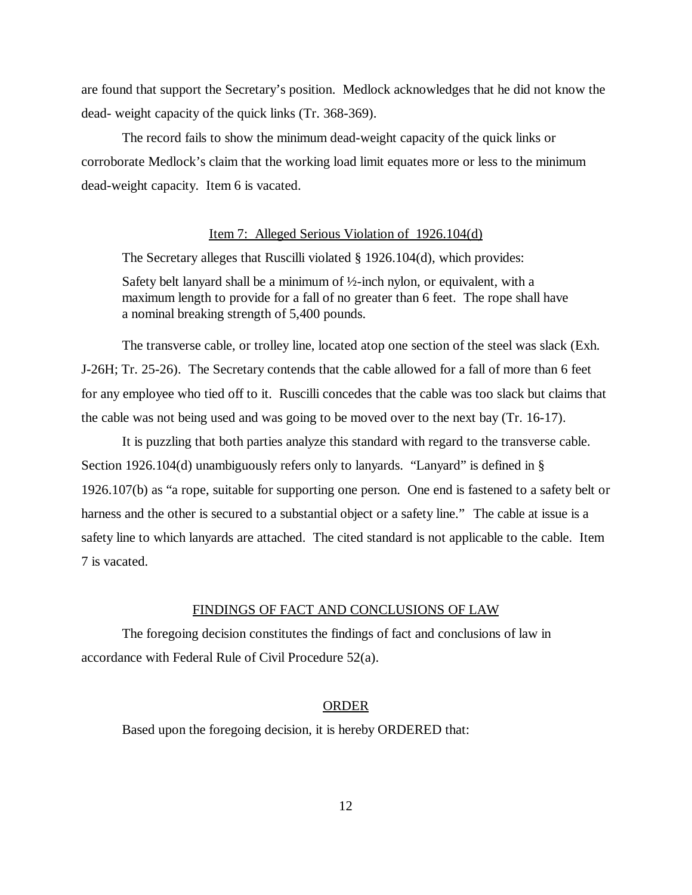are found that support the Secretary's position. Medlock acknowledges that he did not know the dead- weight capacity of the quick links (Tr. 368-369).

The record fails to show the minimum dead-weight capacity of the quick links or corroborate Medlock's claim that the working load limit equates more or less to the minimum dead-weight capacity. Item 6 is vacated.

## Item 7: Alleged Serious Violation of 1926.104(d)

The Secretary alleges that Ruscilli violated § 1926.104(d), which provides:

> Safety belt lanyard shall be a minimum of ½-inch nylon, or equivalent, with a maximum length to provide for a fall of no greater than 6 feet. The rope shall have a nominal breaking strength of 5,400 pounds.

The transverse cable, or trolley line, located atop one section of the steel was slack (Exh. J-26H; Tr. 25-26). The Secretary contends that the cable allowed for a fall of more than 6 feet for any employee who tied off to it. Ruscilli concedes that the cable was too slack but claims that the cable was not being used and was going to be moved over to the next bay (Tr. 16-17).

It is puzzling that both parties analyze this standard with regard to the transverse cable. Section 1926.104(d) unambiguously refers only to lanyards. "Lanyard" is defined in § 1926.107(b) as "a rope, suitable for supporting one person. One end is fastened to a safety belt or harness and the other is secured to a substantial object or a safety line." The cable at issue is a safety line to which lanyards are attached. The cited standard is not applicable to the cable. Item 7 is vacated.

## FINDINGS OF FACT AND CONCLUSIONS OF LAW

The foregoing decision constitutes the findings of fact and conclusions of law in accordance with Federal Rule of Civil Procedure 52(a).

## ORDER

Based upon the foregoing decision, it is hereby ORDERED that: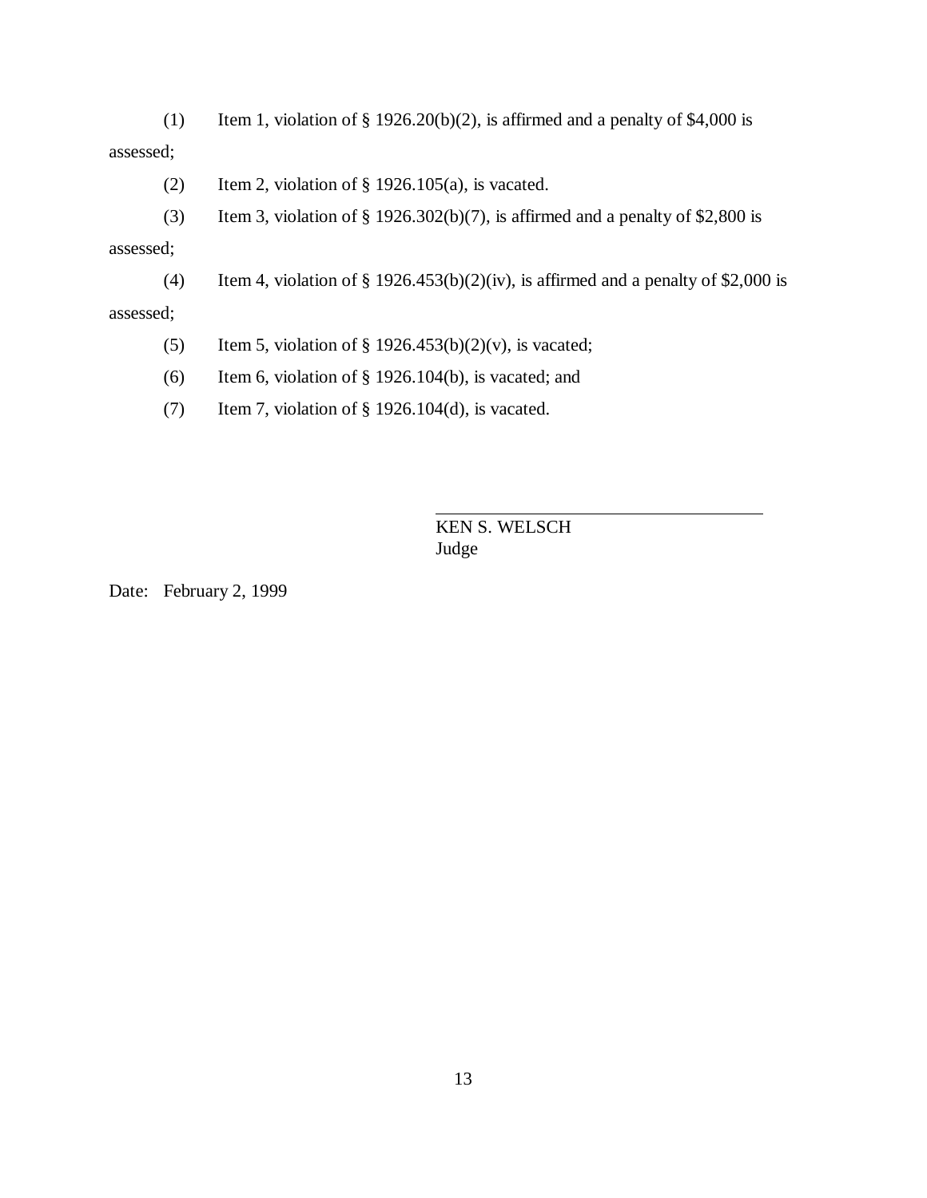(1) Item 1, violation of § 1926.20(b)(2), is affirmed and a penalty of $4,000 is assessed;

(2) Item 2, violation of § 1926.105(a), is vacated.

(3) Item 3, violation of § 1926.302(b)(7), is affirmed and a penalty of $2,800 is assessed;

(4) Item 4, violation of § 1926.453(b)(2)(iv), is affirmed and a penalty of $2,000 is assessed;

(5) Item 5, violation of § 1926.453(b)(2)(v), is vacated;

(6) Item 6, violation of § 1926.104(b), is vacated; and

(7) Item 7, violation of § 1926.104(d), is vacated.

KEN S. WELSCH
Judge

Date: February 2, 1999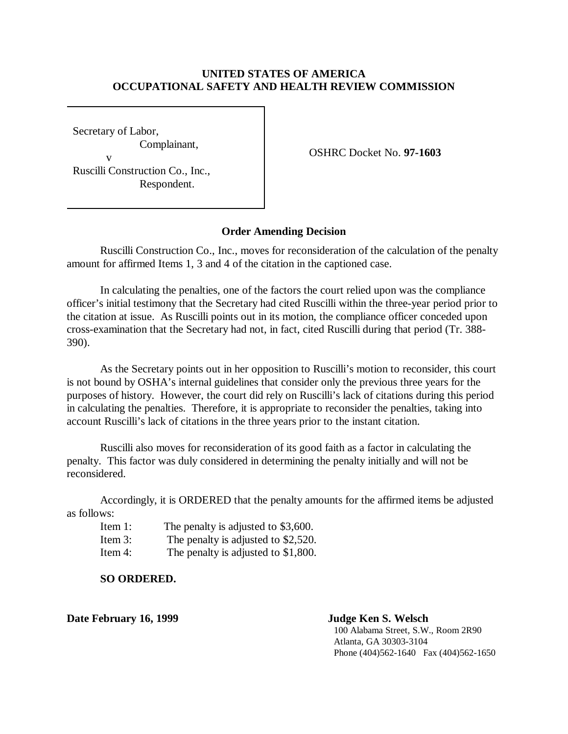**UNITED STATES OF AMERICA**
**OCCUPATIONAL SAFETY AND HEALTH REVIEW COMMISSION**

Secretary of Labor,
Complainant,
v
Ruscilli Construction Co., Inc.,
Respondent.

OSHRC Docket No. **97-1603**

**Order Amending Decision**

Ruscilli Construction Co., Inc., moves for reconsideration of the calculation of the penalty amount for affirmed Items 1, 3 and 4 of the citation in the captioned case.

In calculating the penalties, one of the factors the court relied upon was the compliance officer's initial testimony that the Secretary had cited Ruscilli within the three-year period prior to the citation at issue. As Ruscilli points out in its motion, the compliance officer conceded upon cross-examination that the Secretary had not, in fact, cited Ruscilli during that period (Tr. 388-390).

As the Secretary points out in her opposition to Ruscilli's motion to reconsider, this court is not bound by OSHA's internal guidelines that consider only the previous three years for the purposes of history. However, the court did rely on Ruscilli's lack of citations during this period in calculating the penalties. Therefore, it is appropriate to reconsider the penalties, taking into account Ruscilli's lack of citations in the three years prior to the instant citation.

Ruscilli also moves for reconsideration of its good faith as a factor in calculating the penalty. This factor was duly considered in determining the penalty initially and will not be reconsidered.

Accordingly, it is ORDERED that the penalty amounts for the affirmed items be adjusted as follows:

Item 1: The penalty is adjusted to $3,600.
Item 3: The penalty is adjusted to $2,520.
Item 4: The penalty is adjusted to $1,800.

**SO ORDERED.**

**Date February 16, 1999**

**Judge Ken S. Welsch**
100 Alabama Street, S.W., Room 2R90
Atlanta, GA 30303-3104
Phone (404)562-1640 Fax (404)562-1650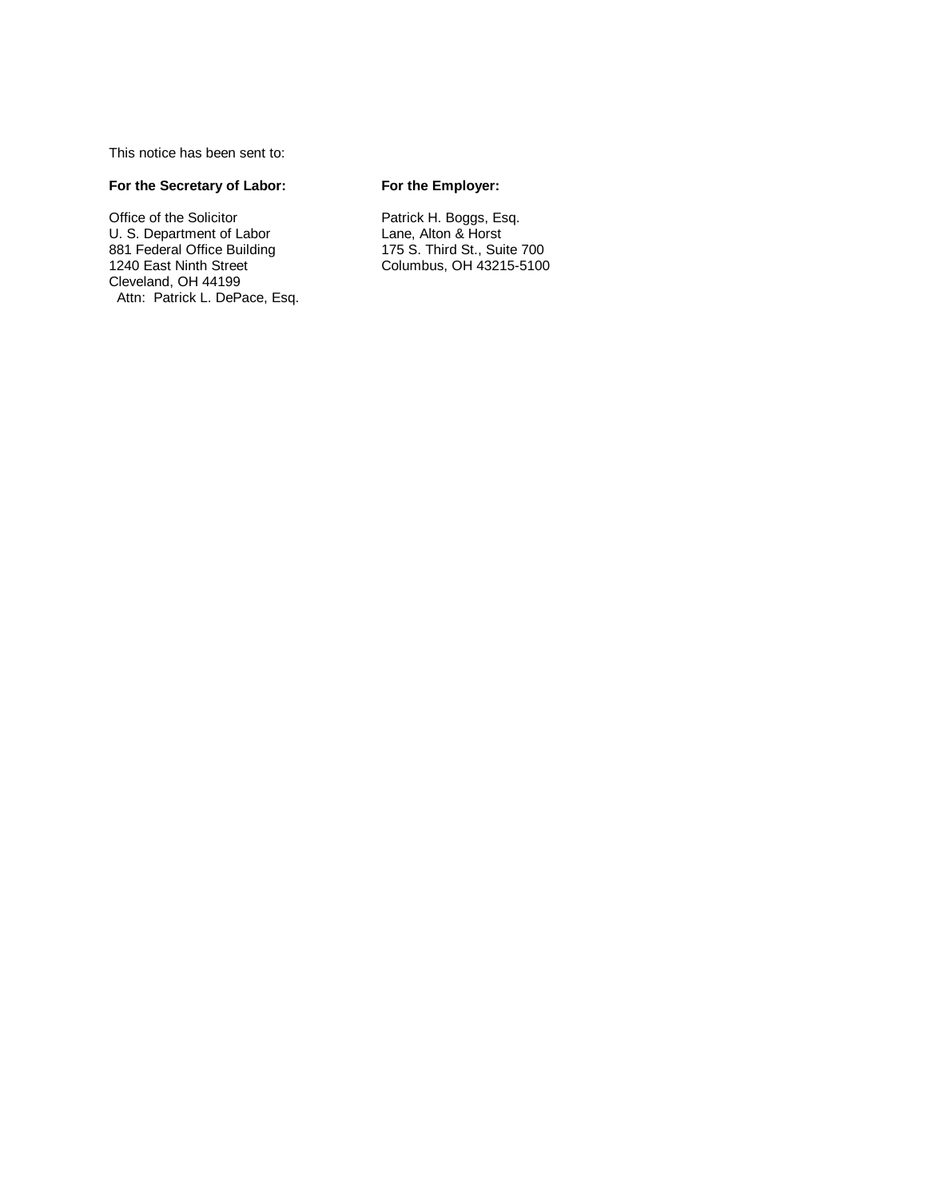This notice has been sent to:

**For the Secretary of Labor:**

Office of the Solicitor
U. S. Department of Labor
881 Federal Office Building
1240 East Ninth Street
Cleveland, OH 44199
  Attn:  Patrick L. DePace, Esq.

**For the Employer:**

Patrick H. Boggs, Esq.
Lane, Alton & Horst
175 S. Third St., Suite 700
Columbus, OH 43215-5100